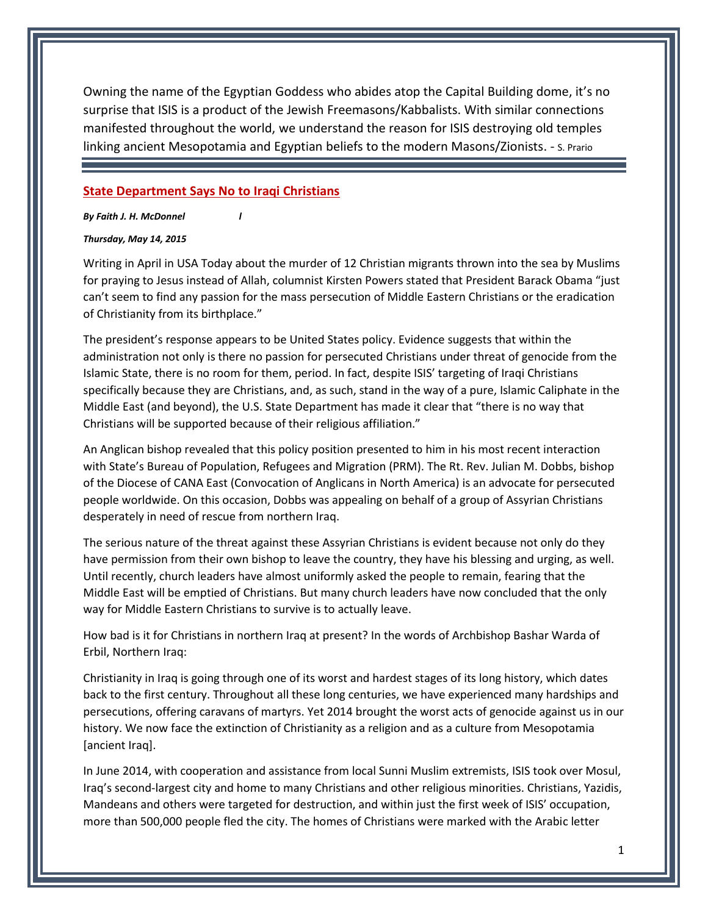Owning the name of the Egyptian Goddess who abides atop the Capital Building dome, it's no surprise that ISIS is a product of the Jewish Freemasons/Kabbalists. With similar connections manifested throughout the world, we understand the reason for ISIS destroying old temples linking ancient Mesopotamia and Egyptian beliefs to the modern Masons/Zionists. - S. Prario

---

## State Department Says No to Iraqi Christians

***By Faith J. H. McDonnel l***

***Thursday, May 14, 2015***

Writing in April in USA Today about the murder of 12 Christian migrants thrown into the sea by Muslims for praying to Jesus instead of Allah, columnist Kirsten Powers stated that President Barack Obama "just can't seem to find any passion for the mass persecution of Middle Eastern Christians or the eradication of Christianity from its birthplace."

The president's response appears to be United States policy. Evidence suggests that within the administration not only is there no passion for persecuted Christians under threat of genocide from the Islamic State, there is no room for them, period. In fact, despite ISIS' targeting of Iraqi Christians specifically because they are Christians, and, as such, stand in the way of a pure, Islamic Caliphate in the Middle East (and beyond), the U.S. State Department has made it clear that "there is no way that Christians will be supported because of their religious affiliation."

An Anglican bishop revealed that this policy position presented to him in his most recent interaction with State's Bureau of Population, Refugees and Migration (PRM). The Rt. Rev. Julian M. Dobbs, bishop of the Diocese of CANA East (Convocation of Anglicans in North America) is an advocate for persecuted people worldwide. On this occasion, Dobbs was appealing on behalf of a group of Assyrian Christians desperately in need of rescue from northern Iraq.

The serious nature of the threat against these Assyrian Christians is evident because not only do they have permission from their own bishop to leave the country, they have his blessing and urging, as well. Until recently, church leaders have almost uniformly asked the people to remain, fearing that the Middle East will be emptied of Christians. But many church leaders have now concluded that the only way for Middle Eastern Christians to survive is to actually leave.

How bad is it for Christians in northern Iraq at present? In the words of Archbishop Bashar Warda of Erbil, Northern Iraq:

Christianity in Iraq is going through one of its worst and hardest stages of its long history, which dates back to the first century. Throughout all these long centuries, we have experienced many hardships and persecutions, offering caravans of martyrs. Yet 2014 brought the worst acts of genocide against us in our history. We now face the extinction of Christianity as a religion and as a culture from Mesopotamia [ancient Iraq].

In June 2014, with cooperation and assistance from local Sunni Muslim extremists, ISIS took over Mosul, Iraq's second-largest city and home to many Christians and other religious minorities. Christians, Yazidis, Mandeans and others were targeted for destruction, and within just the first week of ISIS' occupation, more than 500,000 people fled the city. The homes of Christians were marked with the Arabic letter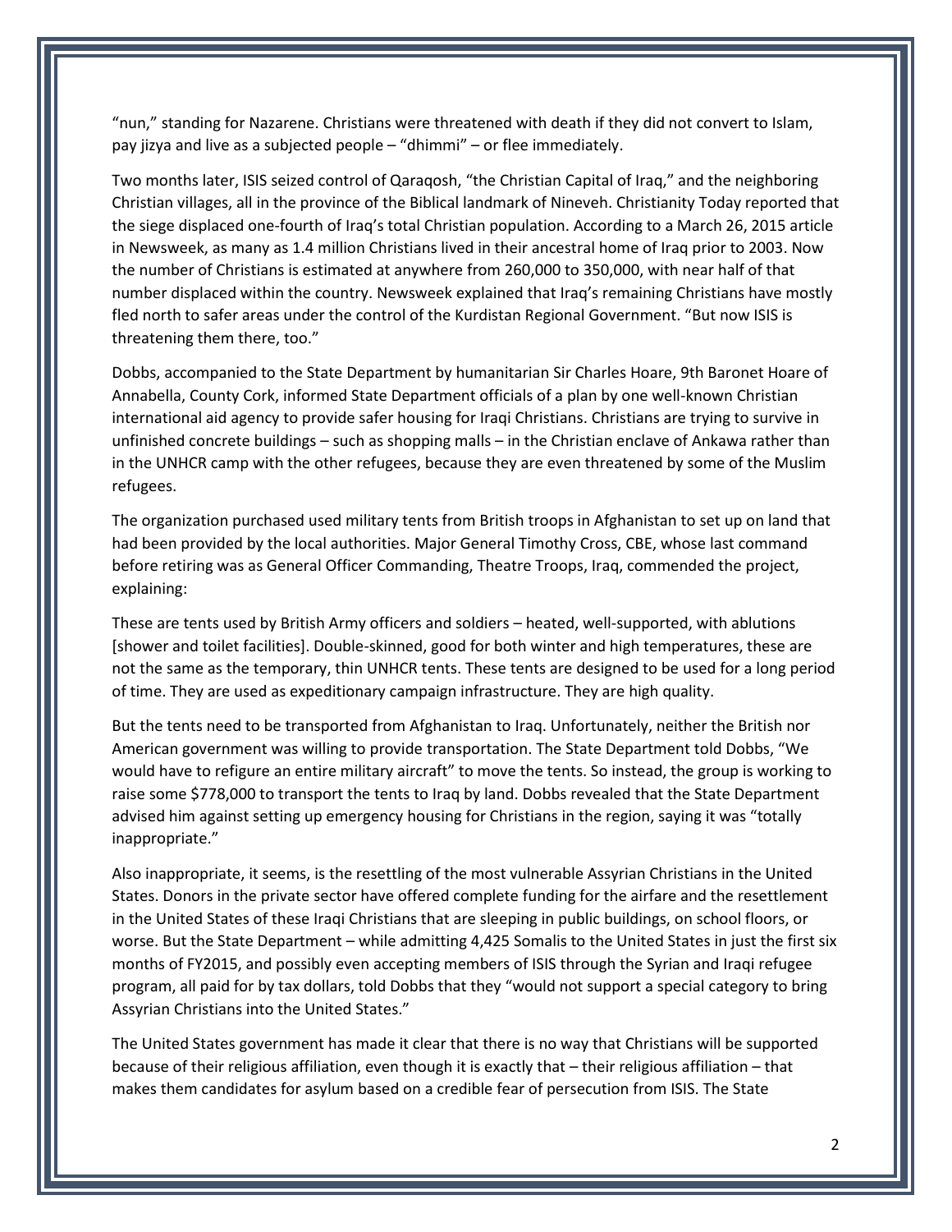"nun," standing for Nazarene. Christians were threatened with death if they did not convert to Islam, pay jizya and live as a subjected people – "dhimmi" – or flee immediately.

Two months later, ISIS seized control of Qaraqosh, "the Christian Capital of Iraq," and the neighboring Christian villages, all in the province of the Biblical landmark of Nineveh. Christianity Today reported that the siege displaced one-fourth of Iraq's total Christian population. According to a March 26, 2015 article in Newsweek, as many as 1.4 million Christians lived in their ancestral home of Iraq prior to 2003. Now the number of Christians is estimated at anywhere from 260,000 to 350,000, with near half of that number displaced within the country. Newsweek explained that Iraq's remaining Christians have mostly fled north to safer areas under the control of the Kurdistan Regional Government. "But now ISIS is threatening them there, too."

Dobbs, accompanied to the State Department by humanitarian Sir Charles Hoare, 9th Baronet Hoare of Annabella, County Cork, informed State Department officials of a plan by one well-known Christian international aid agency to provide safer housing for Iraqi Christians. Christians are trying to survive in unfinished concrete buildings – such as shopping malls – in the Christian enclave of Ankawa rather than in the UNHCR camp with the other refugees, because they are even threatened by some of the Muslim refugees.

The organization purchased used military tents from British troops in Afghanistan to set up on land that had been provided by the local authorities. Major General Timothy Cross, CBE, whose last command before retiring was as General Officer Commanding, Theatre Troops, Iraq, commended the project, explaining:

These are tents used by British Army officers and soldiers – heated, well-supported, with ablutions [shower and toilet facilities]. Double-skinned, good for both winter and high temperatures, these are not the same as the temporary, thin UNHCR tents. These tents are designed to be used for a long period of time. They are used as expeditionary campaign infrastructure. They are high quality.

But the tents need to be transported from Afghanistan to Iraq. Unfortunately, neither the British nor American government was willing to provide transportation. The State Department told Dobbs, "We would have to refigure an entire military aircraft" to move the tents. So instead, the group is working to raise some $778,000 to transport the tents to Iraq by land. Dobbs revealed that the State Department advised him against setting up emergency housing for Christians in the region, saying it was "totally inappropriate."

Also inappropriate, it seems, is the resettling of the most vulnerable Assyrian Christians in the United States. Donors in the private sector have offered complete funding for the airfare and the resettlement in the United States of these Iraqi Christians that are sleeping in public buildings, on school floors, or worse. But the State Department – while admitting 4,425 Somalis to the United States in just the first six months of FY2015, and possibly even accepting members of ISIS through the Syrian and Iraqi refugee program, all paid for by tax dollars, told Dobbs that they "would not support a special category to bring Assyrian Christians into the United States."

The United States government has made it clear that there is no way that Christians will be supported because of their religious affiliation, even though it is exactly that – their religious affiliation – that makes them candidates for asylum based on a credible fear of persecution from ISIS. The State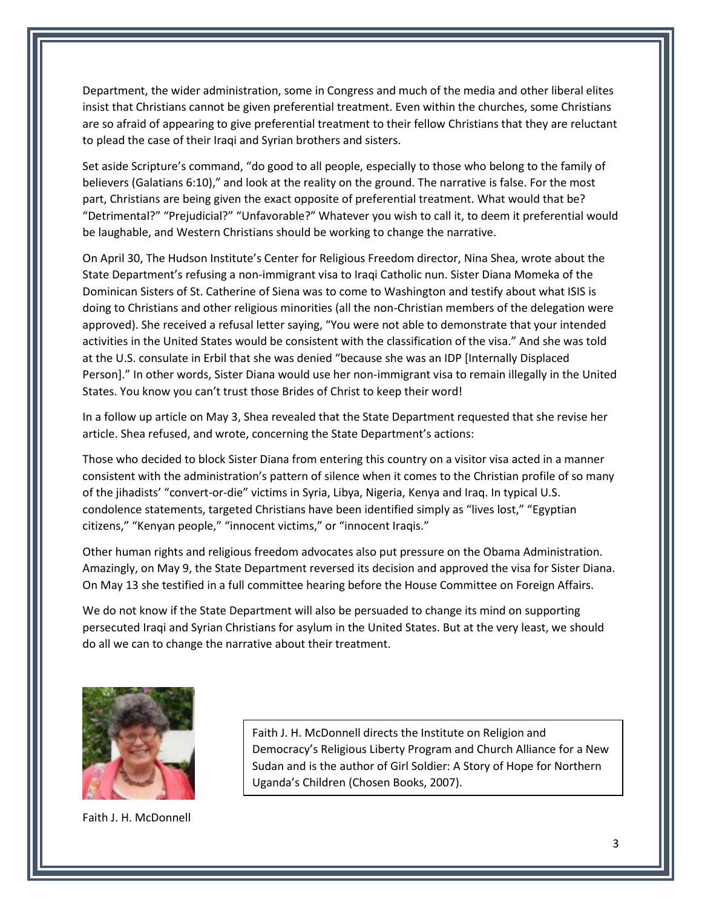Department, the wider administration, some in Congress and much of the media and other liberal elites insist that Christians cannot be given preferential treatment. Even within the churches, some Christians are so afraid of appearing to give preferential treatment to their fellow Christians that they are reluctant to plead the case of their Iraqi and Syrian brothers and sisters.

Set aside Scripture's command, "do good to all people, especially to those who belong to the family of believers (Galatians 6:10)," and look at the reality on the ground. The narrative is false. For the most part, Christians are being given the exact opposite of preferential treatment. What would that be? "Detrimental?" "Prejudicial?" "Unfavorable?" Whatever you wish to call it, to deem it preferential would be laughable, and Western Christians should be working to change the narrative.

On April 30, The Hudson Institute's Center for Religious Freedom director, Nina Shea, wrote about the State Department's refusing a non-immigrant visa to Iraqi Catholic nun. Sister Diana Momeka of the Dominican Sisters of St. Catherine of Siena was to come to Washington and testify about what ISIS is doing to Christians and other religious minorities (all the non-Christian members of the delegation were approved). She received a refusal letter saying, "You were not able to demonstrate that your intended activities in the United States would be consistent with the classification of the visa." And she was told at the U.S. consulate in Erbil that she was denied "because she was an IDP [Internally Displaced Person]." In other words, Sister Diana would use her non-immigrant visa to remain illegally in the United States. You know you can't trust those Brides of Christ to keep their word!

In a follow up article on May 3, Shea revealed that the State Department requested that she revise her article. Shea refused, and wrote, concerning the State Department's actions:

Those who decided to block Sister Diana from entering this country on a visitor visa acted in a manner consistent with the administration's pattern of silence when it comes to the Christian profile of so many of the jihadists' "convert-or-die" victims in Syria, Libya, Nigeria, Kenya and Iraq. In typical U.S. condolence statements, targeted Christians have been identified simply as "lives lost," "Egyptian citizens," "Kenyan people," "innocent victims," or "innocent Iraqis."

Other human rights and religious freedom advocates also put pressure on the Obama Administration. Amazingly, on May 9, the State Department reversed its decision and approved the visa for Sister Diana. On May 13 she testified in a full committee hearing before the House Committee on Foreign Affairs.

We do not know if the State Department will also be persuaded to change its mind on supporting persecuted Iraqi and Syrian Christians for asylum in the United States. But at the very least, we should do all we can to change the narrative about their treatment.

Faith J. H. McDonnell

Faith J. H. McDonnell directs the Institute on Religion and Democracy's Religious Liberty Program and Church Alliance for a New Sudan and is the author of Girl Soldier: A Story of Hope for Northern Uganda's Children (Chosen Books, 2007).